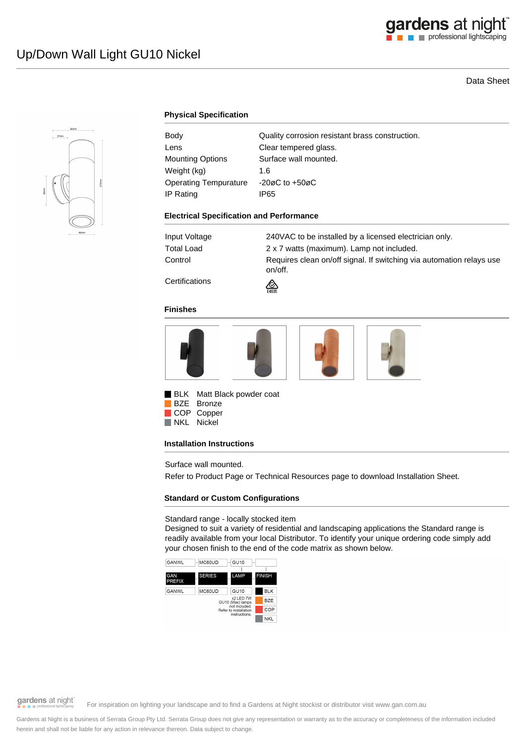# Up/Down Wall Light GU10 Nickel

Data Sheet

## Physical Specification

| | |
|---|---|
| Body | Quality corrosion resistant brass construction. |
| Lens | Clear tempered glass. |
| Mounting Options | Surface wall mounted. |
| Weight (kg) | 1.6 |
| Operating Tempurature | -20øC to +50øC |
| IP Rating | IP65 |

## Electrical Specification and Performance

| | |
|---|---|
| Input Voltage | 240VAC to be installed by a licensed electrician only. |
| Total Load | 2 x 7 watts (maximum). Lamp not included. |
| Control | Requires clean on/off signal. If switching via automation relays use on/off. |
| Certifications | E4635 |

## Finishes

- BLK Matt Black powder coat
- BZE Bronze
- COP Copper
- NKL Nickel

## Installation Instructions

Surface wall mounted.

Refer to Product Page or Technical Resources page to download Installation Sheet.

## Standard or Custom Configurations

Standard range - locally stocked item

Designed to suit a variety of residential and landscaping applications the Standard range is readily available from your local Distributor. To identify your unique ordering code simply add your chosen finish to the end of the code matrix as shown below.

| GANWL | MC60UD | GU10 | |
|---|---|---|---|
| GAN PREFIX | SERIES | LAMP | FINISH |
| GANWL | MC60UD | GU10 | BLK |
| | | x2 LED 7W GU10 (Max) lamps not included. Refer to installation instructions. | BZE |
| | | | COP |
| | | | NKL |

For inspiration on lighting your landscape and to find a Gardens at Night stockist or distributor visit www.gan.com.au

Gardens at Night is a business of Serrata Group Pty Ltd. Serrata Group does not give any representation or warranty as to the accuracy or completeness of the information included herein and shall not be liable for any action in relevance thereon. Data subject to change.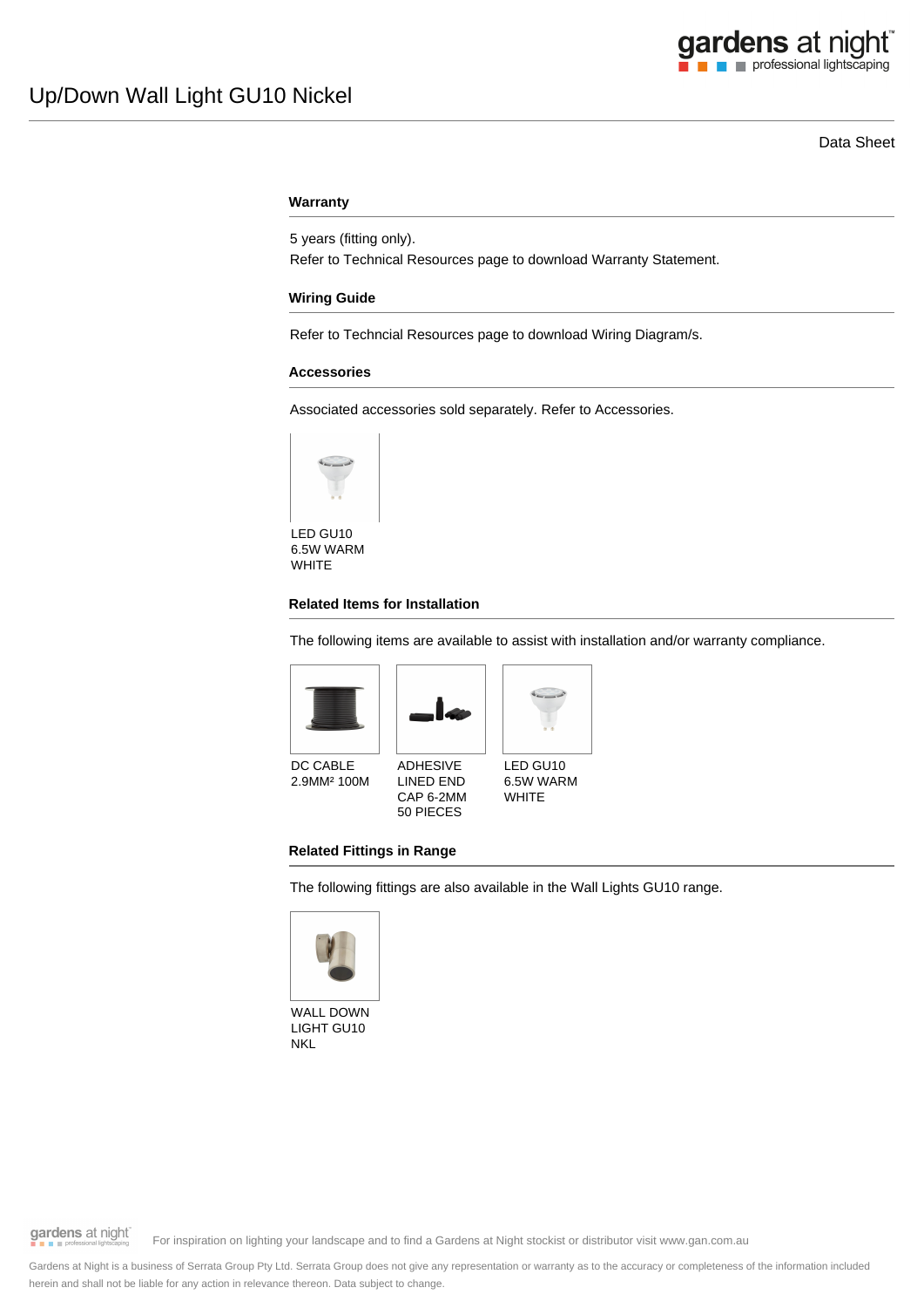# Up/Down Wall Light GU10 Nickel

Data Sheet

### Warranty

5 years (fitting only).
Refer to Technical Resources page to download Warranty Statement.

### Wiring Guide

Refer to Techncial Resources page to download Wiring Diagram/s.

### Accessories

Associated accessories sold separately. Refer to Accessories.

LED GU10 6.5W WARM WHITE

### Related Items for Installation

The following items are available to assist with installation and/or warranty compliance.

DC CABLE 2.9MM² 100M

ADHESIVE LINED END CAP 6-2MM 50 PIECES

LED GU10 6.5W WARM WHITE

### Related Fittings in Range

The following fittings are also available in the Wall Lights GU10 range.

WALL DOWN LIGHT GU10 NKL

For inspiration on lighting your landscape and to find a Gardens at Night stockist or distributor visit www.gan.com.au

Gardens at Night is a business of Serrata Group Pty Ltd. Serrata Group does not give any representation or warranty as to the accuracy or completeness of the information included herein and shall not be liable for any action in relevance thereon. Data subject to change.